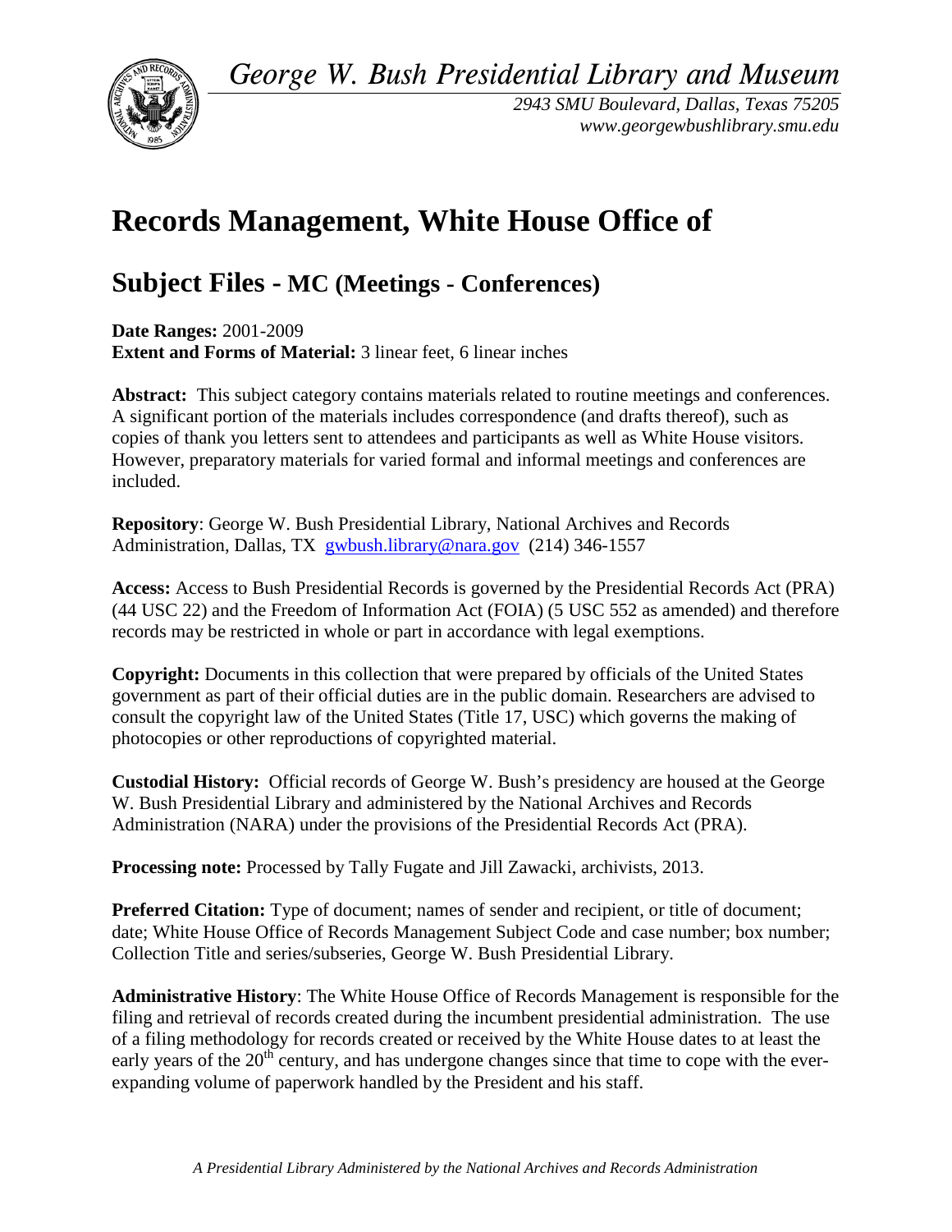*George W. Bush Presidential Library and Museum*

*2943 SMU Boulevard, Dallas, Texas 75205*
*www.georgewbushlibrary.smu.edu*

# Records Management, White House Office of

## Subject Files - MC (Meetings - Conferences)

**Date Ranges:** 2001-2009
**Extent and Forms of Material:** 3 linear feet, 6 linear inches

**Abstract:** This subject category contains materials related to routine meetings and conferences. A significant portion of the materials includes correspondence (and drafts thereof), such as copies of thank you letters sent to attendees and participants as well as White House visitors. However, preparatory materials for varied formal and informal meetings and conferences are included.

**Repository**: George W. Bush Presidential Library, National Archives and Records Administration, Dallas, TX gwbush.library@nara.gov (214) 346-1557

**Access:** Access to Bush Presidential Records is governed by the Presidential Records Act (PRA) (44 USC 22) and the Freedom of Information Act (FOIA) (5 USC 552 as amended) and therefore records may be restricted in whole or part in accordance with legal exemptions.

**Copyright:** Documents in this collection that were prepared by officials of the United States government as part of their official duties are in the public domain. Researchers are advised to consult the copyright law of the United States (Title 17, USC) which governs the making of photocopies or other reproductions of copyrighted material.

**Custodial History:** Official records of George W. Bush's presidency are housed at the George W. Bush Presidential Library and administered by the National Archives and Records Administration (NARA) under the provisions of the Presidential Records Act (PRA).

**Processing note:** Processed by Tally Fugate and Jill Zawacki, archivists, 2013.

**Preferred Citation:** Type of document; names of sender and recipient, or title of document; date; White House Office of Records Management Subject Code and case number; box number; Collection Title and series/subseries, George W. Bush Presidential Library.

**Administrative History**: The White House Office of Records Management is responsible for the filing and retrieval of records created during the incumbent presidential administration. The use of a filing methodology for records created or received by the White House dates to at least the early years of the 20th century, and has undergone changes since that time to cope with the ever-expanding volume of paperwork handled by the President and his staff.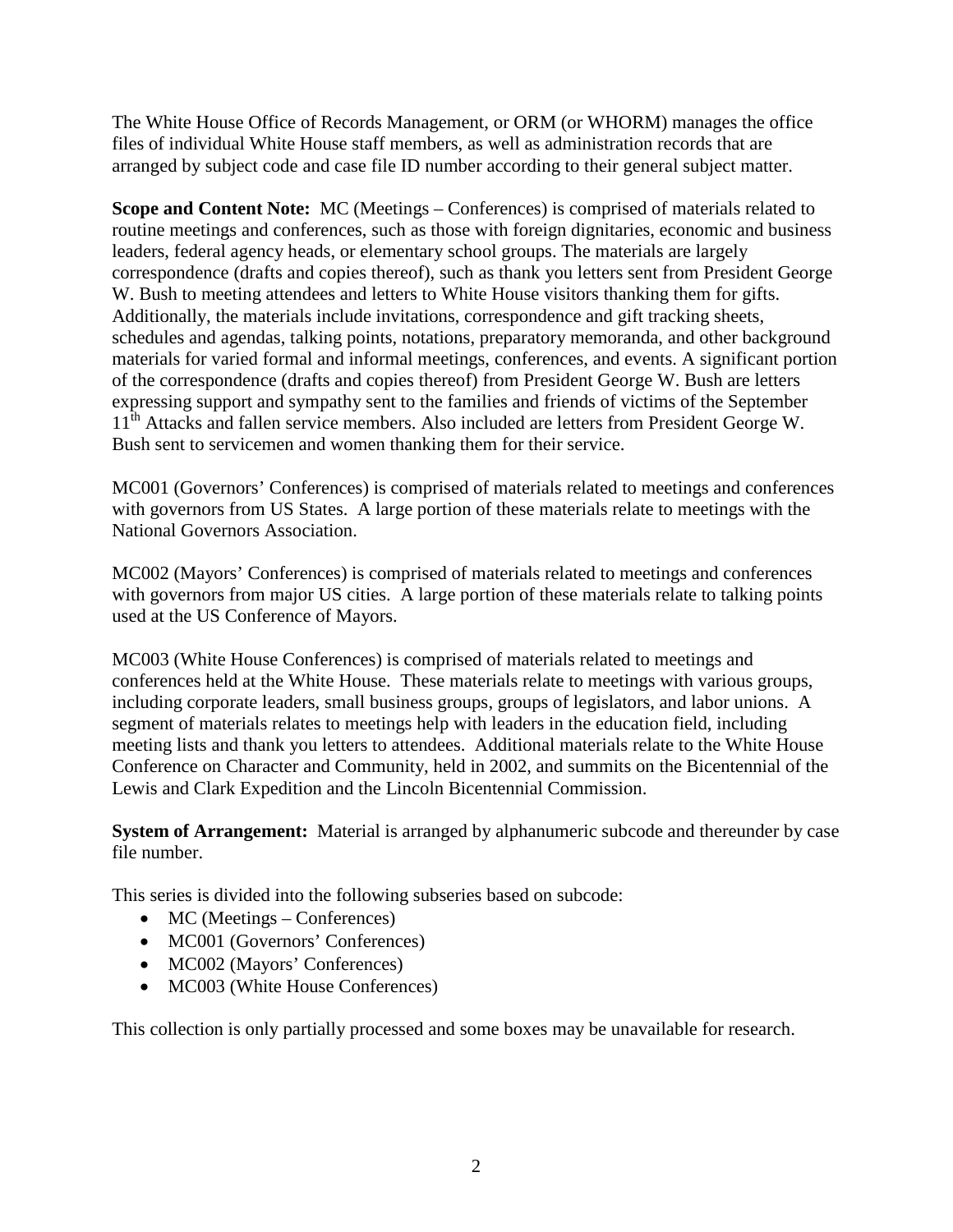The White House Office of Records Management, or ORM (or WHORM) manages the office files of individual White House staff members, as well as administration records that are arranged by subject code and case file ID number according to their general subject matter.

**Scope and Content Note:** MC (Meetings – Conferences) is comprised of materials related to routine meetings and conferences, such as those with foreign dignitaries, economic and business leaders, federal agency heads, or elementary school groups. The materials are largely correspondence (drafts and copies thereof), such as thank you letters sent from President George W. Bush to meeting attendees and letters to White House visitors thanking them for gifts. Additionally, the materials include invitations, correspondence and gift tracking sheets, schedules and agendas, talking points, notations, preparatory memoranda, and other background materials for varied formal and informal meetings, conferences, and events. A significant portion of the correspondence (drafts and copies thereof) from President George W. Bush are letters expressing support and sympathy sent to the families and friends of victims of the September 11th Attacks and fallen service members. Also included are letters from President George W. Bush sent to servicemen and women thanking them for their service.

MC001 (Governors' Conferences) is comprised of materials related to meetings and conferences with governors from US States. A large portion of these materials relate to meetings with the National Governors Association.

MC002 (Mayors' Conferences) is comprised of materials related to meetings and conferences with governors from major US cities. A large portion of these materials relate to talking points used at the US Conference of Mayors.

MC003 (White House Conferences) is comprised of materials related to meetings and conferences held at the White House. These materials relate to meetings with various groups, including corporate leaders, small business groups, groups of legislators, and labor unions. A segment of materials relates to meetings help with leaders in the education field, including meeting lists and thank you letters to attendees. Additional materials relate to the White House Conference on Character and Community, held in 2002, and summits on the Bicentennial of the Lewis and Clark Expedition and the Lincoln Bicentennial Commission.

**System of Arrangement:** Material is arranged by alphanumeric subcode and thereunder by case file number.

This series is divided into the following subseries based on subcode:

- MC (Meetings – Conferences)
- MC001 (Governors' Conferences)
- MC002 (Mayors' Conferences)
- MC003 (White House Conferences)

This collection is only partially processed and some boxes may be unavailable for research.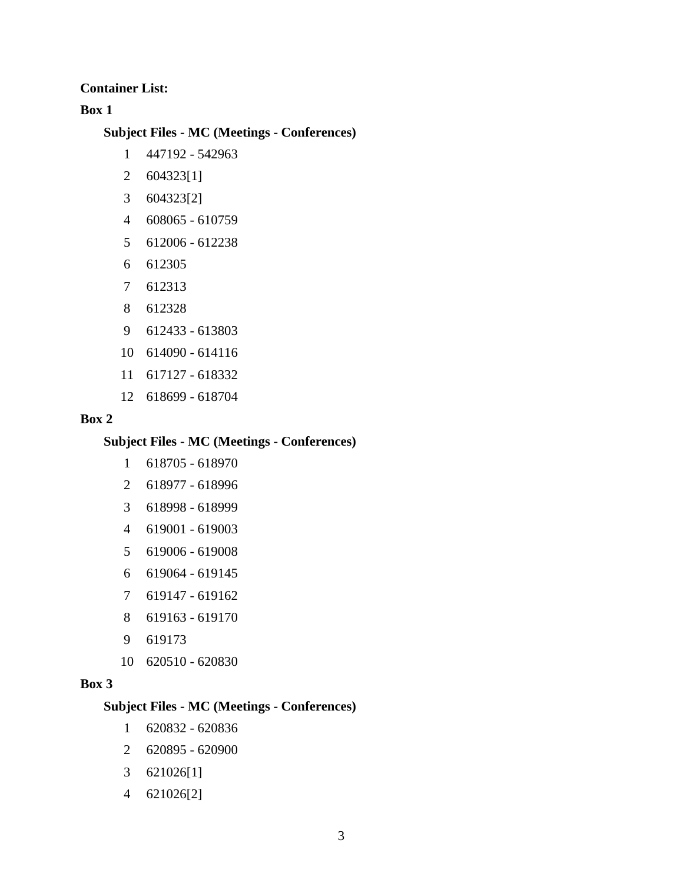**Container List:**

**Box 1**

**Subject Files - MC (Meetings - Conferences)**

1 447192 - 542963

2 604323[1]

3 604323[2]

4 608065 - 610759

5 612006 - 612238

6 612305

7 612313

8 612328

9 612433 - 613803

10 614090 - 614116

11 617127 - 618332

12 618699 - 618704

**Box 2**

**Subject Files - MC (Meetings - Conferences)**

1 618705 - 618970

2 618977 - 618996

3 618998 - 618999

4 619001 - 619003

5 619006 - 619008

6 619064 - 619145

7 619147 - 619162

8 619163 - 619170

9 619173

10 620510 - 620830

**Box 3**

**Subject Files - MC (Meetings - Conferences)**

1 620832 - 620836

2 620895 - 620900

3 621026[1]

4 621026[2]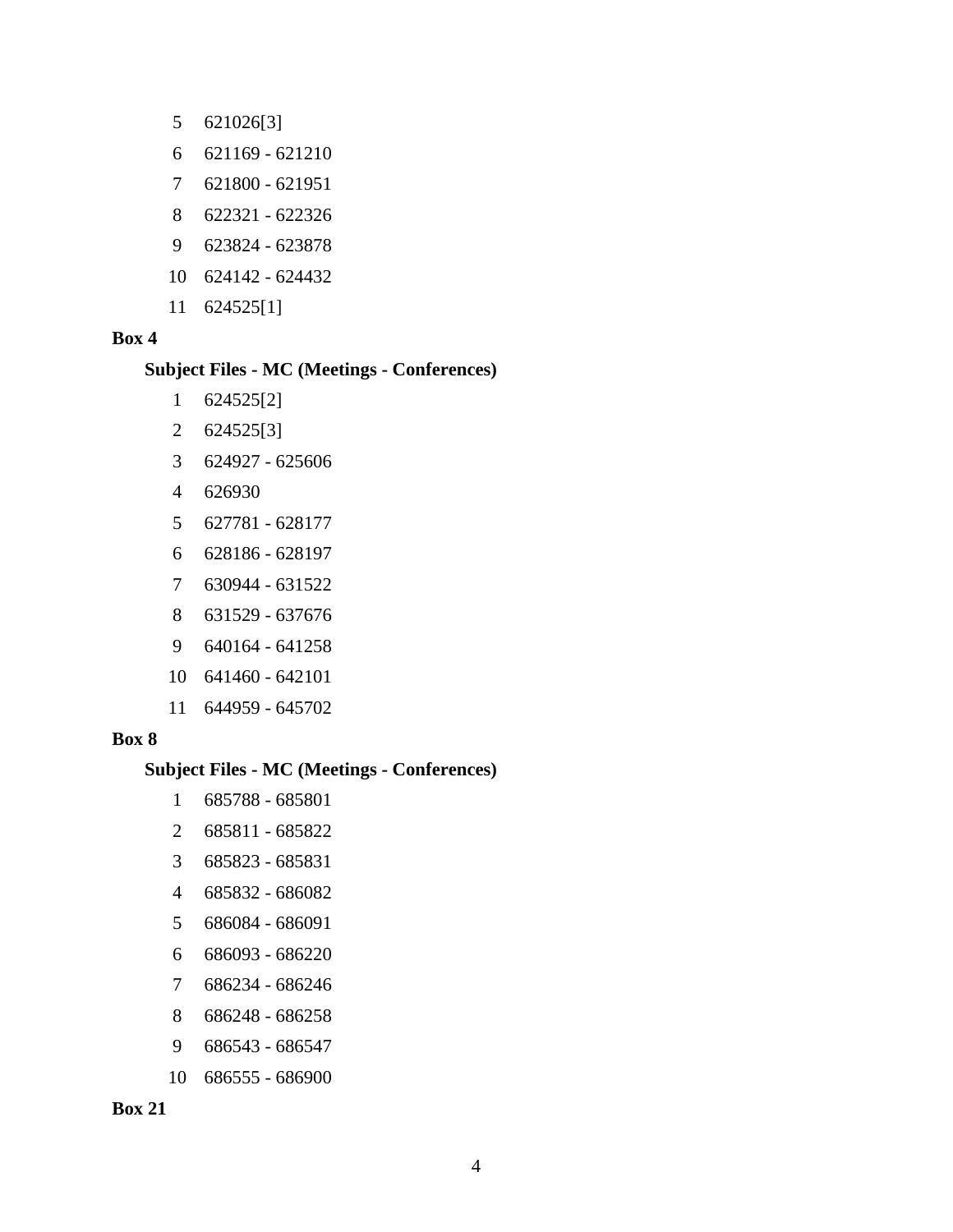5 621026[3]

6 621169 - 621210

7 621800 - 621951

8 622321 - 622326

9 623824 - 623878

10 624142 - 624432

11 624525[1]

**Box 4**

**Subject Files - MC (Meetings - Conferences)**

1 624525[2]

2 624525[3]

3 624927 - 625606

4 626930

5 627781 - 628177

6 628186 - 628197

7 630944 - 631522

8 631529 - 637676

9 640164 - 641258

10 641460 - 642101

11 644959 - 645702

**Box 8**

**Subject Files - MC (Meetings - Conferences)**

1 685788 - 685801

2 685811 - 685822

3 685823 - 685831

4 685832 - 686082

5 686084 - 686091

6 686093 - 686220

7 686234 - 686246

8 686248 - 686258

9 686543 - 686547

10 686555 - 686900

**Box 21**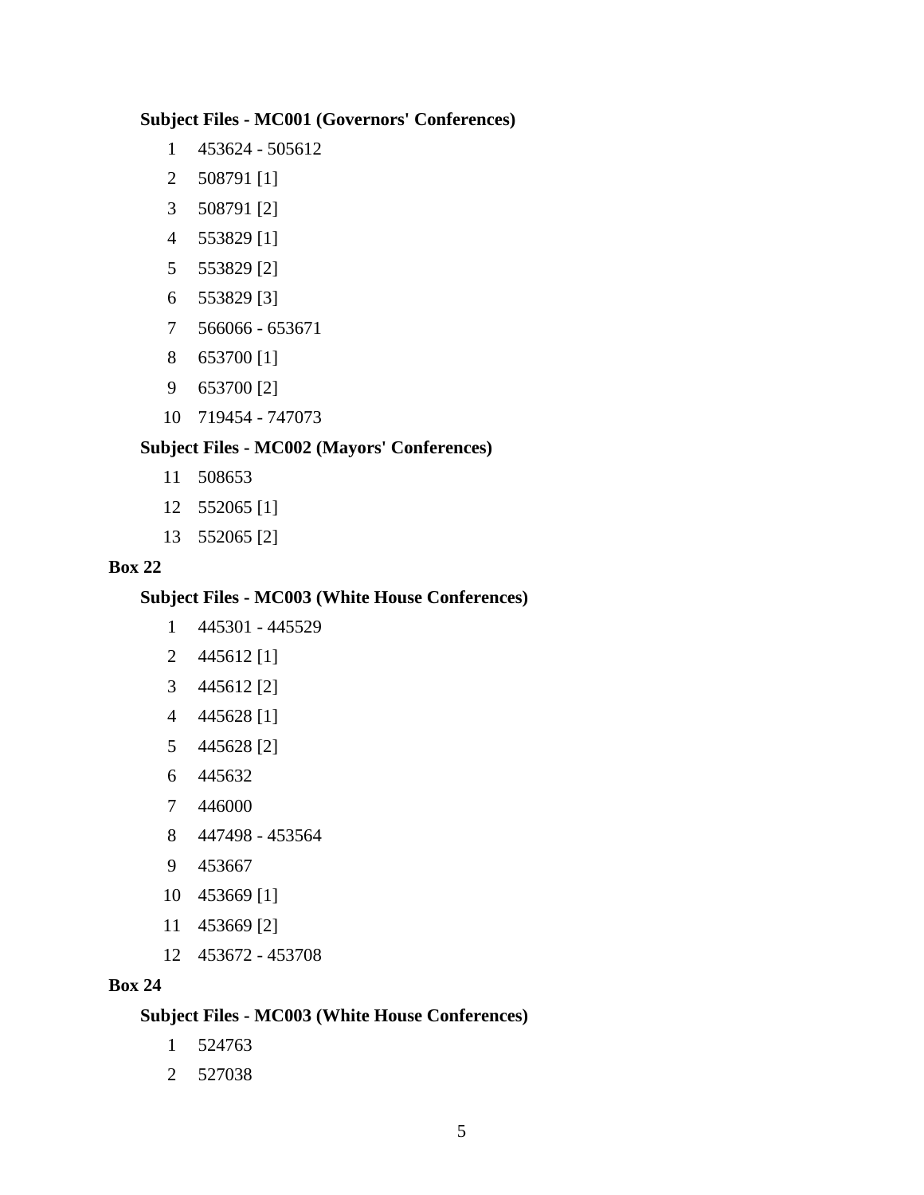**Subject Files - MC001 (Governors' Conferences)**

1 453624 - 505612

2 508791 [1]

3 508791 [2]

4 553829 [1]

5 553829 [2]

6 553829 [3]

7 566066 - 653671

8 653700 [1]

9 653700 [2]

10 719454 - 747073

**Subject Files - MC002 (Mayors' Conferences)**

11 508653

12 552065 [1]

13 552065 [2]

**Box 22**

**Subject Files - MC003 (White House Conferences)**

1 445301 - 445529

2 445612 [1]

3 445612 [2]

4 445628 [1]

5 445628 [2]

6 445632

7 446000

8 447498 - 453564

9 453667

10 453669 [1]

11 453669 [2]

12 453672 - 453708

**Box 24**

**Subject Files - MC003 (White House Conferences)**

1 524763

2 527038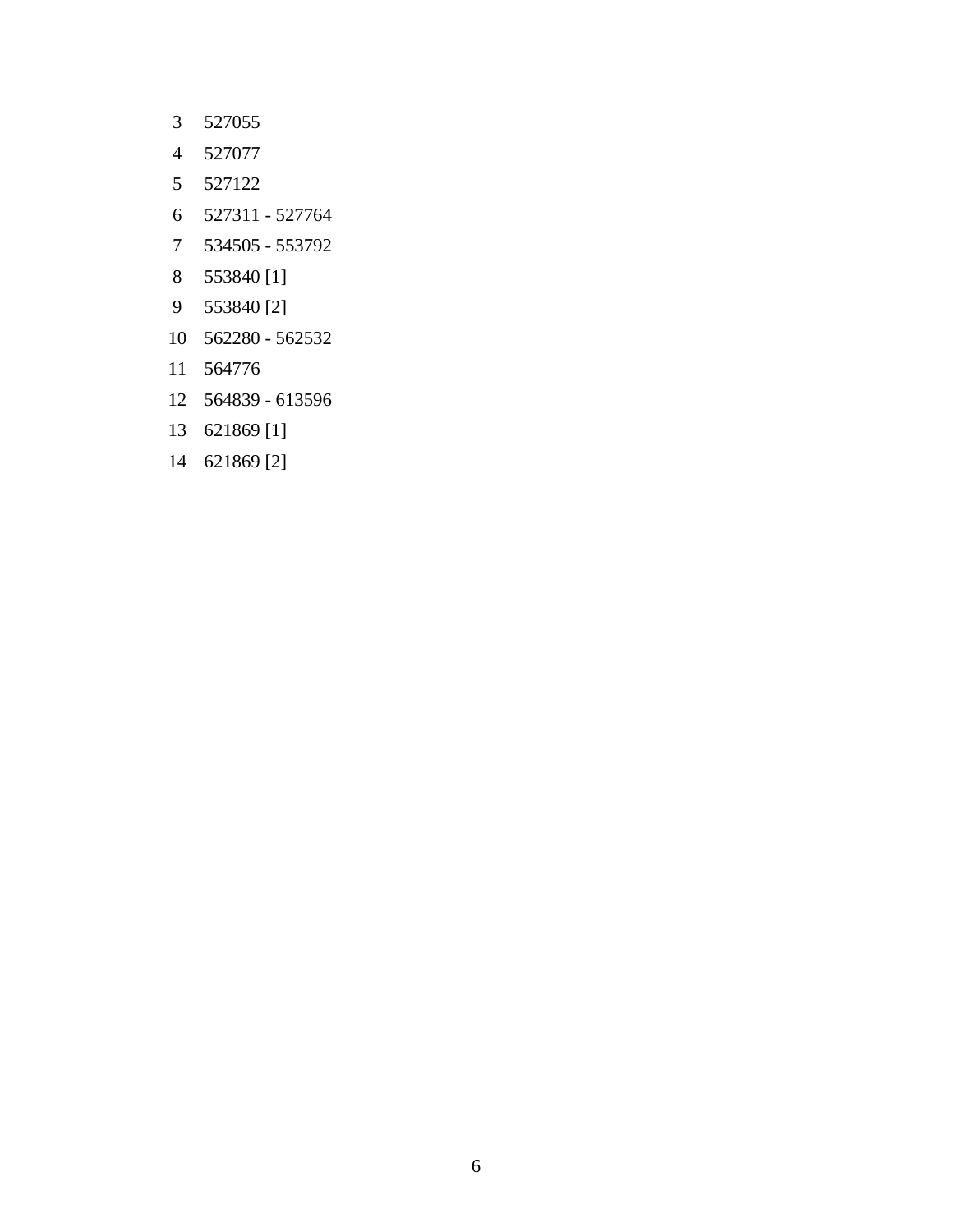| | |
|---|---|
| 3 | 527055 |
| 4 | 527077 |
| 5 | 527122 |
| 6 | 527311 - 527764 |
| 7 | 534505 - 553792 |
| 8 | 553840 [1] |
| 9 | 553840 [2] |
| 10 | 562280 - 562532 |
| 11 | 564776 |
| 12 | 564839 - 613596 |
| 13 | 621869 [1] |
| 14 | 621869 [2] |